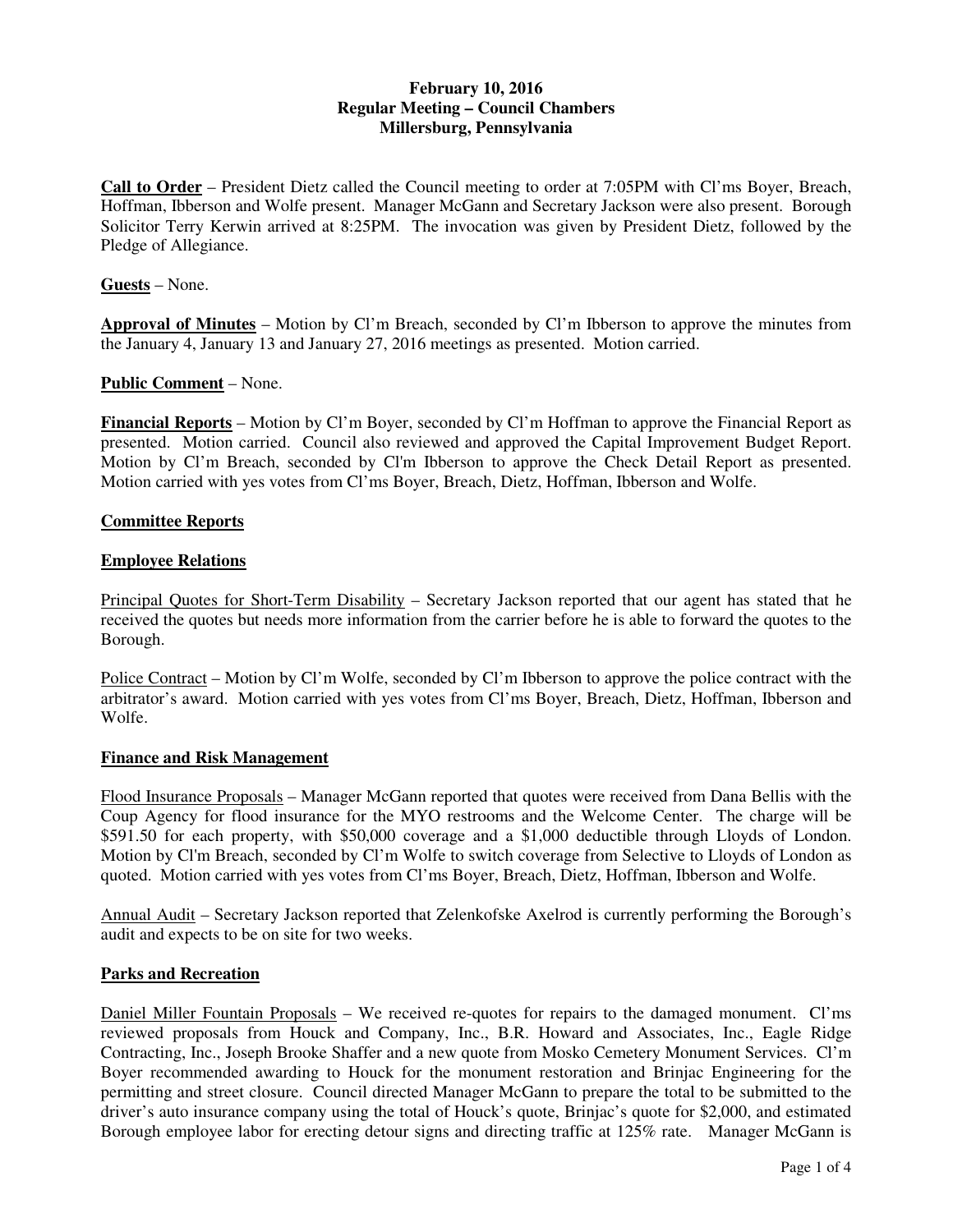**February 10, 2016**
**Regular Meeting – Council Chambers**
**Millersburg, Pennsylvania**

**Call to Order** – President Dietz called the Council meeting to order at 7:05PM with Cl'ms Boyer, Breach, Hoffman, Ibberson and Wolfe present. Manager McGann and Secretary Jackson were also present. Borough Solicitor Terry Kerwin arrived at 8:25PM. The invocation was given by President Dietz, followed by the Pledge of Allegiance.

**Guests** – None.

**Approval of Minutes** – Motion by Cl'm Breach, seconded by Cl'm Ibberson to approve the minutes from the January 4, January 13 and January 27, 2016 meetings as presented. Motion carried.

**Public Comment** – None.

**Financial Reports** – Motion by Cl'm Boyer, seconded by Cl'm Hoffman to approve the Financial Report as presented. Motion carried. Council also reviewed and approved the Capital Improvement Budget Report. Motion by Cl'm Breach, seconded by Cl'm Ibberson to approve the Check Detail Report as presented. Motion carried with yes votes from Cl'ms Boyer, Breach, Dietz, Hoffman, Ibberson and Wolfe.

**Committee Reports**

**Employee Relations**

Principal Quotes for Short-Term Disability – Secretary Jackson reported that our agent has stated that he received the quotes but needs more information from the carrier before he is able to forward the quotes to the Borough.

Police Contract – Motion by Cl'm Wolfe, seconded by Cl'm Ibberson to approve the police contract with the arbitrator's award. Motion carried with yes votes from Cl'ms Boyer, Breach, Dietz, Hoffman, Ibberson and Wolfe.

**Finance and Risk Management**

Flood Insurance Proposals – Manager McGann reported that quotes were received from Dana Bellis with the Coup Agency for flood insurance for the MYO restrooms and the Welcome Center. The charge will be $591.50 for each property, with $50,000 coverage and a $1,000 deductible through Lloyds of London. Motion by Cl'm Breach, seconded by Cl'm Wolfe to switch coverage from Selective to Lloyds of London as quoted. Motion carried with yes votes from Cl'ms Boyer, Breach, Dietz, Hoffman, Ibberson and Wolfe.

Annual Audit – Secretary Jackson reported that Zelenkofske Axelrod is currently performing the Borough's audit and expects to be on site for two weeks.

**Parks and Recreation**

Daniel Miller Fountain Proposals – We received re-quotes for repairs to the damaged monument. Cl'ms reviewed proposals from Houck and Company, Inc., B.R. Howard and Associates, Inc., Eagle Ridge Contracting, Inc., Joseph Brooke Shaffer and a new quote from Mosko Cemetery Monument Services. Cl'm Boyer recommended awarding to Houck for the monument restoration and Brinjac Engineering for the permitting and street closure. Council directed Manager McGann to prepare the total to be submitted to the driver's auto insurance company using the total of Houck's quote, Brinjac's quote for $2,000, and estimated Borough employee labor for erecting detour signs and directing traffic at 125% rate. Manager McGann is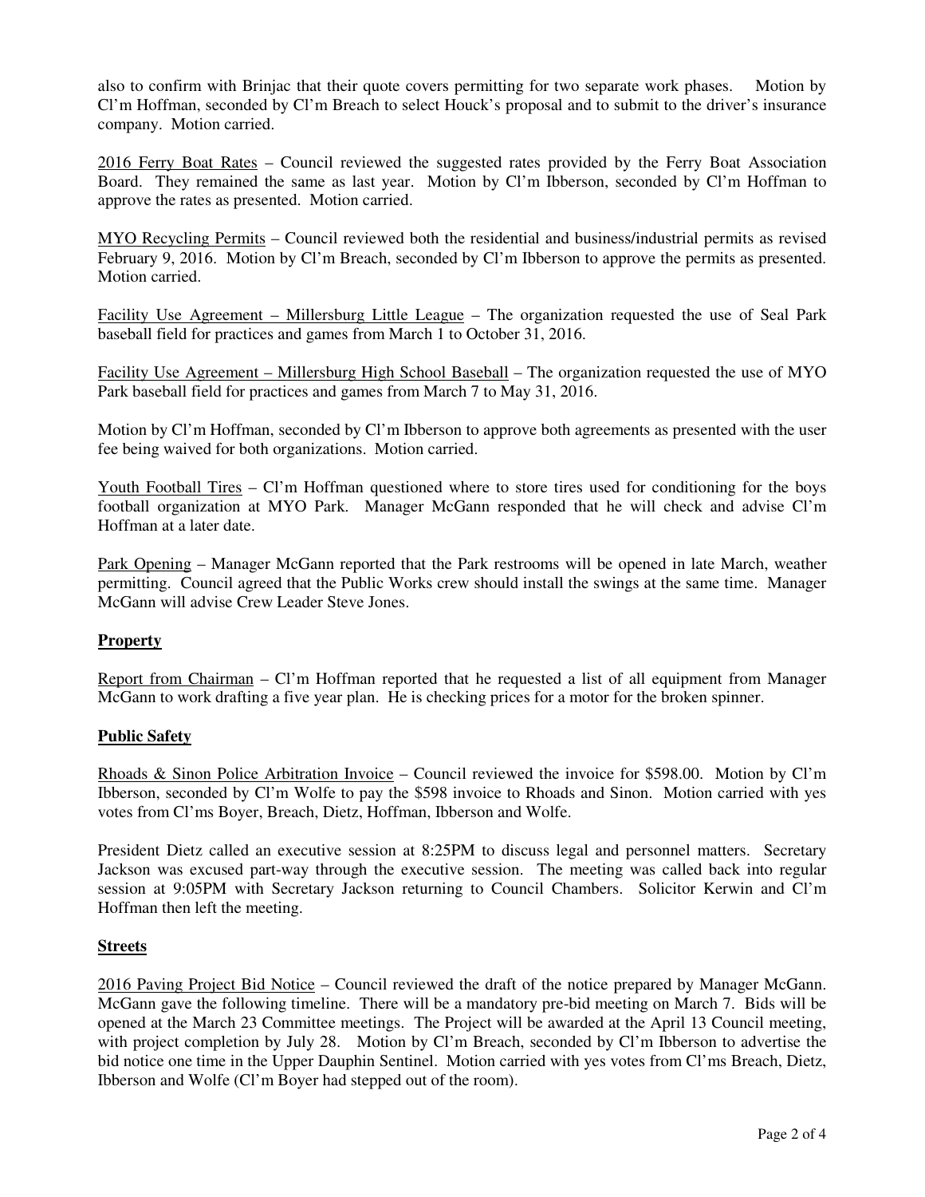also to confirm with Brinjac that their quote covers permitting for two separate work phases. Motion by Cl'm Hoffman, seconded by Cl'm Breach to select Houck's proposal and to submit to the driver's insurance company. Motion carried.

2016 Ferry Boat Rates – Council reviewed the suggested rates provided by the Ferry Boat Association Board. They remained the same as last year. Motion by Cl'm Ibberson, seconded by Cl'm Hoffman to approve the rates as presented. Motion carried.

MYO Recycling Permits – Council reviewed both the residential and business/industrial permits as revised February 9, 2016. Motion by Cl'm Breach, seconded by Cl'm Ibberson to approve the permits as presented. Motion carried.

Facility Use Agreement – Millersburg Little League – The organization requested the use of Seal Park baseball field for practices and games from March 1 to October 31, 2016.

Facility Use Agreement – Millersburg High School Baseball – The organization requested the use of MYO Park baseball field for practices and games from March 7 to May 31, 2016.

Motion by Cl'm Hoffman, seconded by Cl'm Ibberson to approve both agreements as presented with the user fee being waived for both organizations. Motion carried.

Youth Football Tires – Cl'm Hoffman questioned where to store tires used for conditioning for the boys football organization at MYO Park. Manager McGann responded that he will check and advise Cl'm Hoffman at a later date.

Park Opening – Manager McGann reported that the Park restrooms will be opened in late March, weather permitting. Council agreed that the Public Works crew should install the swings at the same time. Manager McGann will advise Crew Leader Steve Jones.

## Property

Report from Chairman – Cl'm Hoffman reported that he requested a list of all equipment from Manager McGann to work drafting a five year plan. He is checking prices for a motor for the broken spinner.

## Public Safety

Rhoads & Sinon Police Arbitration Invoice – Council reviewed the invoice for $598.00. Motion by Cl'm Ibberson, seconded by Cl'm Wolfe to pay the $598 invoice to Rhoads and Sinon. Motion carried with yes votes from Cl'ms Boyer, Breach, Dietz, Hoffman, Ibberson and Wolfe.

President Dietz called an executive session at 8:25PM to discuss legal and personnel matters. Secretary Jackson was excused part-way through the executive session. The meeting was called back into regular session at 9:05PM with Secretary Jackson returning to Council Chambers. Solicitor Kerwin and Cl'm Hoffman then left the meeting.

## Streets

2016 Paving Project Bid Notice – Council reviewed the draft of the notice prepared by Manager McGann. McGann gave the following timeline. There will be a mandatory pre-bid meeting on March 7. Bids will be opened at the March 23 Committee meetings. The Project will be awarded at the April 13 Council meeting, with project completion by July 28. Motion by Cl'm Breach, seconded by Cl'm Ibberson to advertise the bid notice one time in the Upper Dauphin Sentinel. Motion carried with yes votes from Cl'ms Breach, Dietz, Ibberson and Wolfe (Cl'm Boyer had stepped out of the room).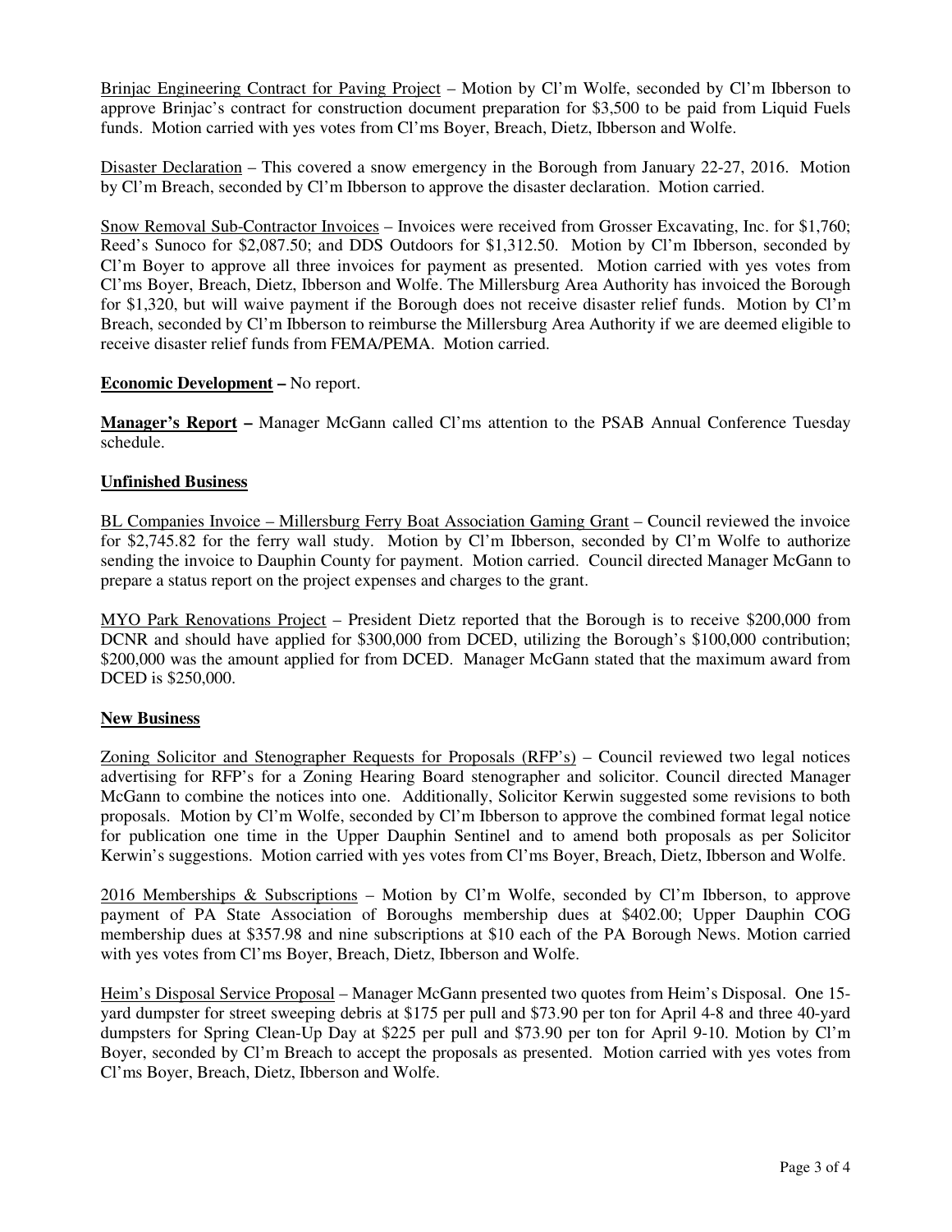Brinjac Engineering Contract for Paving Project – Motion by Cl'm Wolfe, seconded by Cl'm Ibberson to approve Brinjac's contract for construction document preparation for $3,500 to be paid from Liquid Fuels funds. Motion carried with yes votes from Cl'ms Boyer, Breach, Dietz, Ibberson and Wolfe.

Disaster Declaration – This covered a snow emergency in the Borough from January 22-27, 2016. Motion by Cl'm Breach, seconded by Cl'm Ibberson to approve the disaster declaration. Motion carried.

Snow Removal Sub-Contractor Invoices – Invoices were received from Grosser Excavating, Inc. for $1,760; Reed's Sunoco for $2,087.50; and DDS Outdoors for $1,312.50. Motion by Cl'm Ibberson, seconded by Cl'm Boyer to approve all three invoices for payment as presented. Motion carried with yes votes from Cl'ms Boyer, Breach, Dietz, Ibberson and Wolfe. The Millersburg Area Authority has invoiced the Borough for $1,320, but will waive payment if the Borough does not receive disaster relief funds. Motion by Cl'm Breach, seconded by Cl'm Ibberson to reimburse the Millersburg Area Authority if we are deemed eligible to receive disaster relief funds from FEMA/PEMA. Motion carried.

**Economic Development –** No report.

**Manager's Report –** Manager McGann called Cl'ms attention to the PSAB Annual Conference Tuesday schedule.

**Unfinished Business**

BL Companies Invoice – Millersburg Ferry Boat Association Gaming Grant – Council reviewed the invoice for $2,745.82 for the ferry wall study. Motion by Cl'm Ibberson, seconded by Cl'm Wolfe to authorize sending the invoice to Dauphin County for payment. Motion carried. Council directed Manager McGann to prepare a status report on the project expenses and charges to the grant.

MYO Park Renovations Project – President Dietz reported that the Borough is to receive $200,000 from DCNR and should have applied for $300,000 from DCED, utilizing the Borough's $100,000 contribution; $200,000 was the amount applied for from DCED. Manager McGann stated that the maximum award from DCED is $250,000.

**New Business**

Zoning Solicitor and Stenographer Requests for Proposals (RFP's) – Council reviewed two legal notices advertising for RFP's for a Zoning Hearing Board stenographer and solicitor. Council directed Manager McGann to combine the notices into one. Additionally, Solicitor Kerwin suggested some revisions to both proposals. Motion by Cl'm Wolfe, seconded by Cl'm Ibberson to approve the combined format legal notice for publication one time in the Upper Dauphin Sentinel and to amend both proposals as per Solicitor Kerwin's suggestions. Motion carried with yes votes from Cl'ms Boyer, Breach, Dietz, Ibberson and Wolfe.

2016 Memberships & Subscriptions – Motion by Cl'm Wolfe, seconded by Cl'm Ibberson, to approve payment of PA State Association of Boroughs membership dues at $402.00; Upper Dauphin COG membership dues at $357.98 and nine subscriptions at $10 each of the PA Borough News. Motion carried with yes votes from Cl'ms Boyer, Breach, Dietz, Ibberson and Wolfe.

Heim's Disposal Service Proposal – Manager McGann presented two quotes from Heim's Disposal. One 15-yard dumpster for street sweeping debris at $175 per pull and $73.90 per ton for April 4-8 and three 40-yard dumpsters for Spring Clean-Up Day at $225 per pull and $73.90 per ton for April 9-10. Motion by Cl'm Boyer, seconded by Cl'm Breach to accept the proposals as presented. Motion carried with yes votes from Cl'ms Boyer, Breach, Dietz, Ibberson and Wolfe.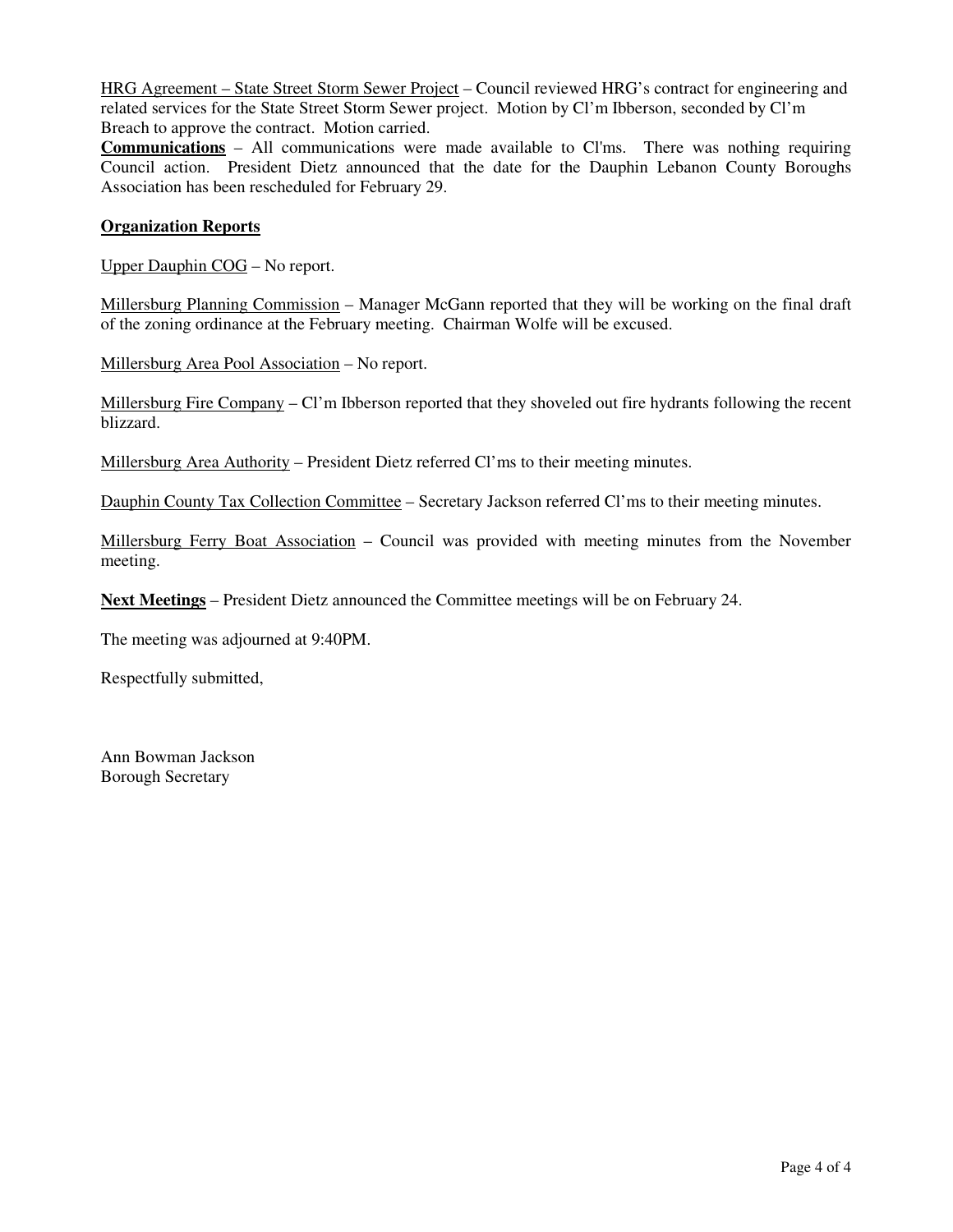HRG Agreement – State Street Storm Sewer Project – Council reviewed HRG's contract for engineering and related services for the State Street Storm Sewer project. Motion by Cl'm Ibberson, seconded by Cl'm Breach to approve the contract. Motion carried.

**Communications** – All communications were made available to Cl'ms. There was nothing requiring Council action. President Dietz announced that the date for the Dauphin Lebanon County Boroughs Association has been rescheduled for February 29.

**Organization Reports**

Upper Dauphin COG – No report.

Millersburg Planning Commission – Manager McGann reported that they will be working on the final draft of the zoning ordinance at the February meeting. Chairman Wolfe will be excused.

Millersburg Area Pool Association – No report.

Millersburg Fire Company – Cl'm Ibberson reported that they shoveled out fire hydrants following the recent blizzard.

Millersburg Area Authority – President Dietz referred Cl'ms to their meeting minutes.

Dauphin County Tax Collection Committee – Secretary Jackson referred Cl'ms to their meeting minutes.

Millersburg Ferry Boat Association – Council was provided with meeting minutes from the November meeting.

**Next Meetings** – President Dietz announced the Committee meetings will be on February 24.

The meeting was adjourned at 9:40PM.

Respectfully submitted,

Ann Bowman Jackson
Borough Secretary